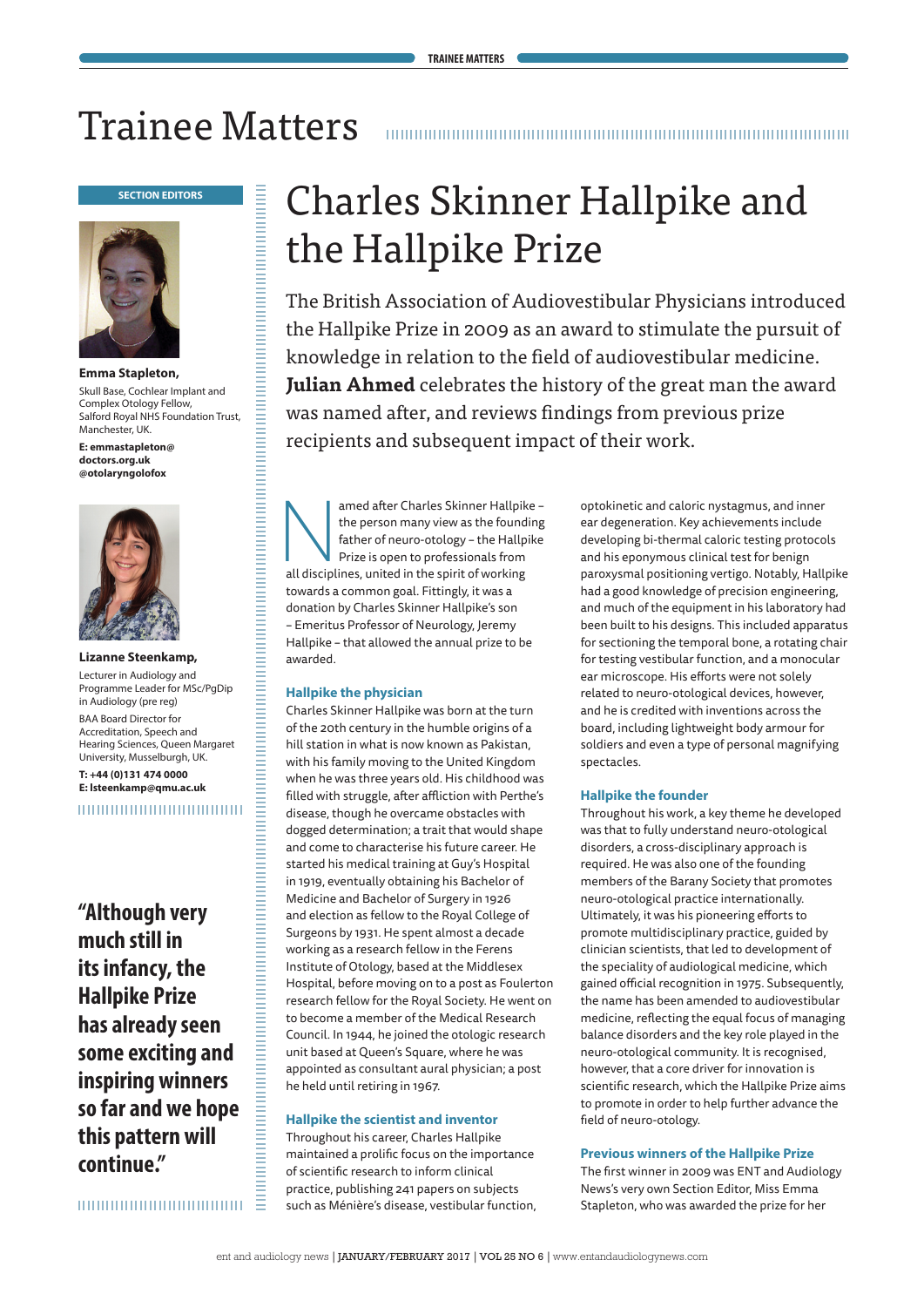# Trainee Matters

**SECTION EDITORS**

**Emma Stapleton,**
Skull Base, Cochlear Implant and Complex Otology Fellow, Salford Royal NHS Foundation Trust, Manchester, UK.

**E: emmastapleton@doctors.org.uk**
**@otolaryngolofox**

**Lizanne Steenkamp,**
Lecturer in Audiology and Programme Leader for MSc/PgDip in Audiology (pre reg)
BAA Board Director for Accreditation, Speech and Hearing Sciences, Queen Margaret University, Musselburgh, UK.

**T: +44 (0)131 474 0000**
**E: lsteenkamp@qmu.ac.uk**

**"Although very much still in its infancy, the Hallpike Prize has already seen some exciting and inspiring winners so far and we hope this pattern will continue."**

# Charles Skinner Hallpike and the Hallpike Prize

The British Association of Audiovestibular Physicians introduced the Hallpike Prize in 2009 as an award to stimulate the pursuit of knowledge in relation to the field of audiovestibular medicine. **Julian Ahmed** celebrates the history of the great man the award was named after, and reviews findings from previous prize recipients and subsequent impact of their work.

Named after Charles Skinner Hallpike – the person many view as the founding father of neuro-otology – the Hallpike Prize is open to professionals from all disciplines, united in the spirit of working towards a common goal. Fittingly, it was a donation by Charles Skinner Hallpike's son – Emeritus Professor of Neurology, Jeremy Hallpike – that allowed the annual prize to be awarded.

### Hallpike the physician

Charles Skinner Hallpike was born at the turn of the 20th century in the humble origins of a hill station in what is now known as Pakistan, with his family moving to the United Kingdom when he was three years old. His childhood was filled with struggle, after affliction with Perthe's disease, though he overcame obstacles with dogged determination; a trait that would shape and come to characterise his future career. He started his medical training at Guy's Hospital in 1919, eventually obtaining his Bachelor of Medicine and Bachelor of Surgery in 1926 and election as fellow to the Royal College of Surgeons by 1931. He spent almost a decade working as a research fellow in the Ferens Institute of Otology, based at the Middlesex Hospital, before moving on to a post as Foulerton research fellow for the Royal Society. He went on to become a member of the Medical Research Council. In 1944, he joined the otologic research unit based at Queen's Square, where he was appointed as consultant aural physician; a post he held until retiring in 1967.

### Hallpike the scientist and inventor

Throughout his career, Charles Hallpike maintained a prolific focus on the importance of scientific research to inform clinical practice, publishing 241 papers on subjects such as Ménière's disease, vestibular function, optokinetic and caloric nystagmus, and inner ear degeneration. Key achievements include developing bi-thermal caloric testing protocols and his eponymous clinical test for benign paroxysmal positioning vertigo. Notably, Hallpike had a good knowledge of precision engineering, and much of the equipment in his laboratory had been built to his designs. This included apparatus for sectioning the temporal bone, a rotating chair for testing vestibular function, and a monocular ear microscope. His efforts were not solely related to neuro-otological devices, however, and he is credited with inventions across the board, including lightweight body armour for soldiers and even a type of personal magnifying spectacles.

### Hallpike the founder

Throughout his work, a key theme he developed was that to fully understand neuro-otological disorders, a cross-disciplinary approach is required. He was also one of the founding members of the Barany Society that promotes neuro-otological practice internationally. Ultimately, it was his pioneering efforts to promote multidisciplinary practice, guided by clinician scientists, that led to development of the speciality of audiological medicine, which gained official recognition in 1975. Subsequently, the name has been amended to audiovestibular medicine, reflecting the equal focus of managing balance disorders and the key role played in the neuro-otological community. It is recognised, however, that a core driver for innovation is scientific research, which the Hallpike Prize aims to promote in order to help further advance the field of neuro-otology.

### Previous winners of the Hallpike Prize

The first winner in 2009 was ENT and Audiology News's very own Section Editor, Miss Emma Stapleton, who was awarded the prize for her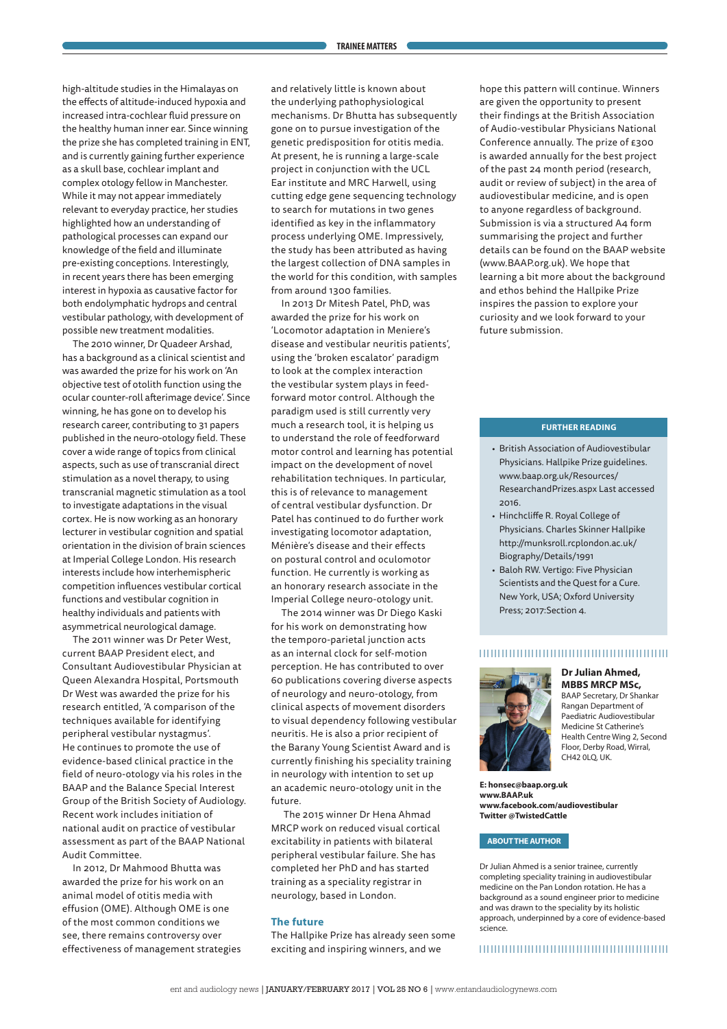high-altitude studies in the Himalayas on the effects of altitude-induced hypoxia and increased intra-cochlear fluid pressure on the healthy human inner ear. Since winning the prize she has completed training in ENT, and is currently gaining further experience as a skull base, cochlear implant and complex otology fellow in Manchester. While it may not appear immediately relevant to everyday practice, her studies highlighted how an understanding of pathological processes can expand our knowledge of the field and illuminate pre-existing conceptions. Interestingly, in recent years there has been emerging interest in hypoxia as causative factor for both endolymphatic hydrops and central vestibular pathology, with development of possible new treatment modalities.

The 2010 winner, Dr Quadeer Arshad, has a background as a clinical scientist and was awarded the prize for his work on 'An objective test of otolith function using the ocular counter-roll afterimage device'. Since winning, he has gone on to develop his research career, contributing to 31 papers published in the neuro-otology field. These cover a wide range of topics from clinical aspects, such as use of transcranial direct stimulation as a novel therapy, to using transcranial magnetic stimulation as a tool to investigate adaptations in the visual cortex. He is now working as an honorary lecturer in vestibular cognition and spatial orientation in the division of brain sciences at Imperial College London. His research interests include how interhemispheric competition influences vestibular cortical functions and vestibular cognition in healthy individuals and patients with asymmetrical neurological damage.

The 2011 winner was Dr Peter West, current BAAP President elect, and Consultant Audiovestibular Physician at Queen Alexandra Hospital, Portsmouth Dr West was awarded the prize for his research entitled, 'A comparison of the techniques available for identifying peripheral vestibular nystagmus'. He continues to promote the use of evidence-based clinical practice in the field of neuro-otology via his roles in the BAAP and the Balance Special Interest Group of the British Society of Audiology. Recent work includes initiation of national audit on practice of vestibular assessment as part of the BAAP National Audit Committee.

In 2012, Dr Mahmood Bhutta was awarded the prize for his work on an animal model of otitis media with effusion (OME). Although OME is one of the most common conditions we see, there remains controversy over effectiveness of management strategies and relatively little is known about the underlying pathophysiological mechanisms. Dr Bhutta has subsequently gone on to pursue investigation of the genetic predisposition for otitis media. At present, he is running a large-scale project in conjunction with the UCL Ear institute and MRC Harwell, using cutting edge gene sequencing technology to search for mutations in two genes identified as key in the inflammatory process underlying OME. Impressively, the study has been attributed as having the largest collection of DNA samples in the world for this condition, with samples from around 1300 families.

In 2013 Dr Mitesh Patel, PhD, was awarded the prize for his work on 'Locomotor adaptation in Meniere's disease and vestibular neuritis patients', using the 'broken escalator' paradigm to look at the complex interaction the vestibular system plays in feed-forward motor control. Although the paradigm used is still currently very much a research tool, it is helping us to understand the role of feedforward motor control and learning has potential impact on the development of novel rehabilitation techniques. In particular, this is of relevance to management of central vestibular dysfunction. Dr Patel has continued to do further work investigating locomotor adaptation, Ménière's disease and their effects on postural control and oculomotor function. He currently is working as an honorary research associate in the Imperial College neuro-otology unit.

The 2014 winner was Dr Diego Kaski for his work on demonstrating how the temporo-parietal junction acts as an internal clock for self-motion perception. He has contributed to over 60 publications covering diverse aspects of neurology and neuro-otology, from clinical aspects of movement disorders to visual dependency following vestibular neuritis. He is also a prior recipient of the Barany Young Scientist Award and is currently finishing his speciality training in neurology with intention to set up an academic neuro-otology unit in the future.

The 2015 winner Dr Hena Ahmad MRCP work on reduced visual cortical excitability in patients with bilateral peripheral vestibular failure. She has completed her PhD and has started training as a speciality registrar in neurology, based in London.

## The future

The Hallpike Prize has already seen some exciting and inspiring winners, and we hope this pattern will continue. Winners are given the opportunity to present their findings at the British Association of Audio-vestibular Physicians National Conference annually. The prize of £300 is awarded annually for the best project of the past 24 month period (research, audit or review of subject) in the area of audiovestibular medicine, and is open to anyone regardless of background. Submission is via a structured A4 form summarising the project and further details can be found on the BAAP website (www.BAAP.org.uk). We hope that learning a bit more about the background and ethos behind the Hallpike Prize inspires the passion to explore your curiosity and we look forward to your future submission.

### FURTHER READING

- British Association of Audiovestibular Physicians. Hallpike Prize guidelines. www.baap.org.uk/Resources/ResearchandPrizes.aspx Last accessed 2016.
- Hinchcliffe R. Royal College of Physicians. Charles Skinner Hallpike http://munksroll.rcplondon.ac.uk/Biography/Details/1991
- Baloh RW. Vertigo: Five Physician Scientists and the Quest for a Cure. New York, USA; Oxford University Press; 2017:Section 4.

**Dr Julian Ahmed, MBBS MRCP MSc,**
BAAP Secretary, Dr Shankar Rangan Department of Paediatric Audiovestibular Medicine St Catherine's Health Centre Wing 2, Second Floor, Derby Road, Wirral, CH42 0LQ, UK.

**E: honsec@baap.org.uk**
**www.BAAP.uk**
**www.facebook.com/audiovestibular**
**Twitter @TwistedCattle**

### ABOUT THE AUTHOR

Dr Julian Ahmed is a senior trainee, currently completing speciality training in audiovestibular medicine on the Pan London rotation. He has a background as a sound engineer prior to medicine and was drawn to the speciality by its holistic approach, underpinned by a core of evidence-based science.